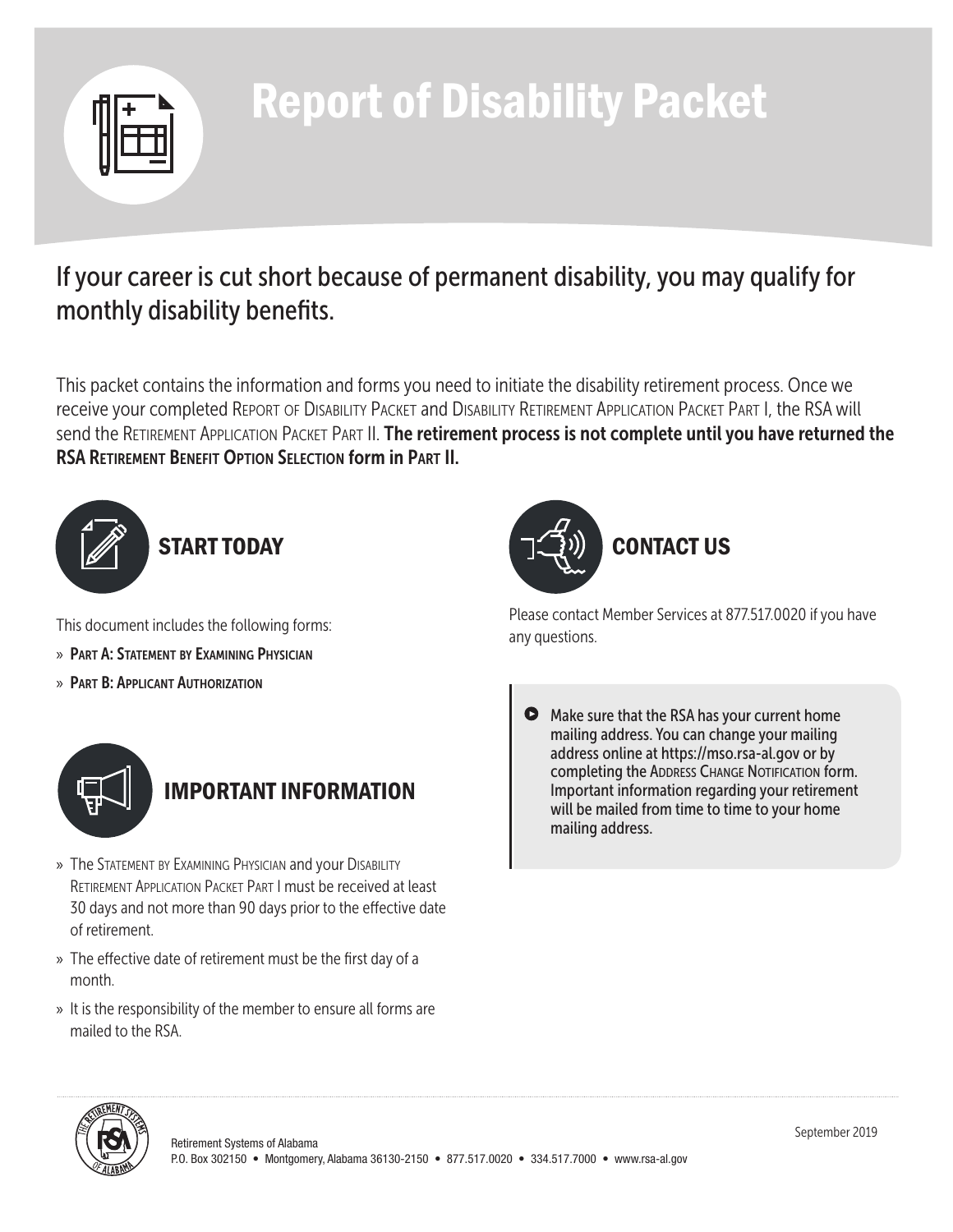# Report of Disability Packet

## If your career is cut short because of permanent disability, you may qualify for monthly disability benefits.

This packet contains the information and forms you need to initiate the disability retirement process. Once we receive your completed Report of Disability Packet and Disability Retirement Application Packet Part I, the RSA will send the Retirement Application Packet Part II. **The retirement process is not complete until you have returned the RSA Retirement Benefit Option Selection form in Part II.**

### START TODAY

This document includes the following forms:

- **Part A: Statement by Examining Physician**
- **Part B: Applicant Authorization**

### IMPORTANT INFORMATION

- The Statement by Examining Physician and your Disability Retirement Application Packet Part I must be received at least 30 days and not more than 90 days prior to the effective date of retirement.
- The effective date of retirement must be the first day of a month.
- It is the responsibility of the member to ensure all forms are mailed to the RSA.

### CONTACT US

Please contact Member Services at 877.517.0020 if you have any questions.

> Make sure that the RSA has your current home mailing address. You can change your mailing address online at https://mso.rsa-al.gov or by completing the Address Change Notification form. Important information regarding your retirement will be mailed from time to time to your home mailing address.

Retirement Systems of Alabama
P.O. Box 302150 • Montgomery, Alabama 36130-2150 • 877.517.0020 • 334.517.7000 • www.rsa-al.gov

September 2019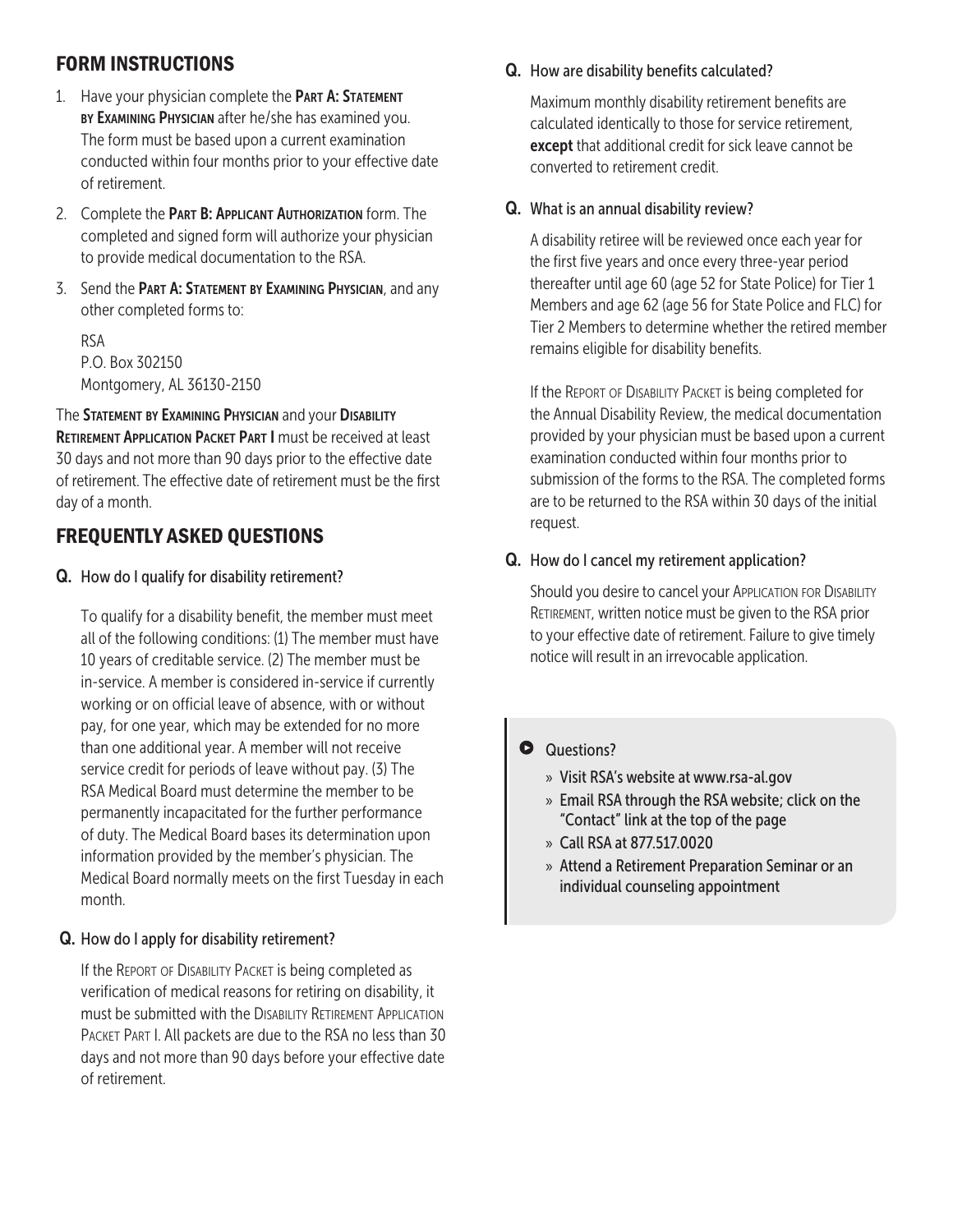## FORM INSTRUCTIONS

1. Have your physician complete the **Part A: Statement by Examining Physician** after he/she has examined you. The form must be based upon a current examination conducted within four months prior to your effective date of retirement.
2. Complete the **Part B: Applicant Authorization** form. The completed and signed form will authorize your physician to provide medical documentation to the RSA.
3. Send the **Part A: Statement by Examining Physician**, and any other completed forms to:

   RSA
   P.O. Box 302150
   Montgomery, AL 36130-2150

The **Statement by Examining Physician** and your **Disability Retirement Application Packet Part I** must be received at least 30 days and not more than 90 days prior to the effective date of retirement. The effective date of retirement must be the first day of a month.

## FREQUENTLY ASKED QUESTIONS

**Q.** How do I qualify for disability retirement?

To qualify for a disability benefit, the member must meet all of the following conditions: (1) The member must have 10 years of creditable service. (2) The member must be in-service. A member is considered in-service if currently working or on official leave of absence, with or without pay, for one year, which may be extended for no more than one additional year. A member will not receive service credit for periods of leave without pay. (3) The RSA Medical Board must determine the member to be permanently incapacitated for the further performance of duty. The Medical Board bases its determination upon information provided by the member's physician. The Medical Board normally meets on the first Tuesday in each month.

**Q.** How do I apply for disability retirement?

If the Report of Disability Packet is being completed as verification of medical reasons for retiring on disability, it must be submitted with the Disability Retirement Application Packet Part I. All packets are due to the RSA no less than 30 days and not more than 90 days before your effective date of retirement.

**Q.** How are disability benefits calculated?

Maximum monthly disability retirement benefits are calculated identically to those for service retirement, **except** that additional credit for sick leave cannot be converted to retirement credit.

**Q.** What is an annual disability review?

A disability retiree will be reviewed once each year for the first five years and once every three-year period thereafter until age 60 (age 52 for State Police) for Tier 1 Members and age 62 (age 56 for State Police and FLC) for Tier 2 Members to determine whether the retired member remains eligible for disability benefits.

If the Report of Disability Packet is being completed for the Annual Disability Review, the medical documentation provided by your physician must be based upon a current examination conducted within four months prior to submission of the forms to the RSA. The completed forms are to be returned to the RSA within 30 days of the initial request.

**Q.** How do I cancel my retirement application?

Should you desire to cancel your Application for Disability Retirement, written notice must be given to the RSA prior to your effective date of retirement. Failure to give timely notice will result in an irrevocable application.

**Questions?**

- Visit RSA's website at www.rsa-al.gov
- Email RSA through the RSA website; click on the "Contact" link at the top of the page
- Call RSA at 877.517.0020
- Attend a Retirement Preparation Seminar or an individual counseling appointment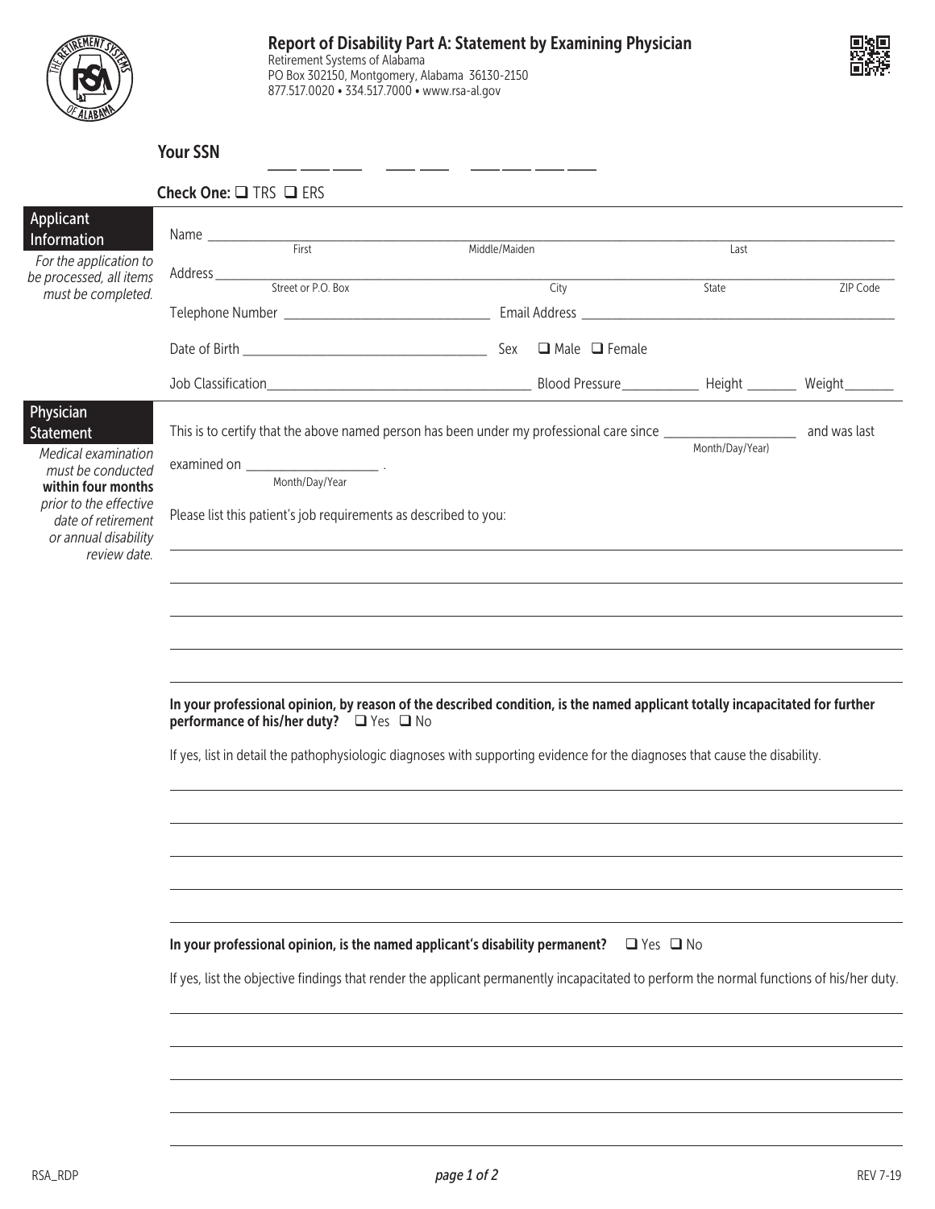# Report of Disability Part A: Statement by Examining Physician

Retirement Systems of Alabama
PO Box 302150, Montgomery, Alabama 36130-2150
877.517.0020 • 334.517.7000 • www.rsa-al.gov

**Your SSN** ___ ___ ___ ___ ___ ___ ___ ___ ___

**Check One:** ❑ TRS ❑ ERS

## Applicant Information

*For the application to be processed, all items must be completed.*

Name ______________________________________________
First / Middle/Maiden / Last

Address ______________________________________________
Street or P.O. Box / City / State / ZIP Code

Telephone Number ______________________ Email Address ______________________

Date of Birth ______________________ Sex ❑ Male ❑ Female

Job Classification______________________ Blood Pressure__________ Height _______ Weight_______

## Physician Statement

*Medical examination must be conducted* ***within four months*** *prior to the effective date of retirement or annual disability review date.*

This is to certify that the above named person has been under my professional care since __________________ and was last
Month/Day/Year)

examined on __________________ .
Month/Day/Year

Please list this patient's job requirements as described to you:

______________________________________________

______________________________________________

______________________________________________

______________________________________________

______________________________________________

**In your professional opinion, by reason of the described condition, is the named applicant totally incapacitated for further performance of his/her duty?** ❑ Yes ❑ No

If yes, list in detail the pathophysiologic diagnoses with supporting evidence for the diagnoses that cause the disability.

______________________________________________

______________________________________________

______________________________________________

______________________________________________

______________________________________________

**In your professional opinion, is the named applicant's disability permanent?** ❑ Yes ❑ No

If yes, list the objective findings that render the applicant permanently incapacitated to perform the normal functions of his/her duty.

______________________________________________

______________________________________________

______________________________________________

______________________________________________

______________________________________________

RSA_RDP REV 7-19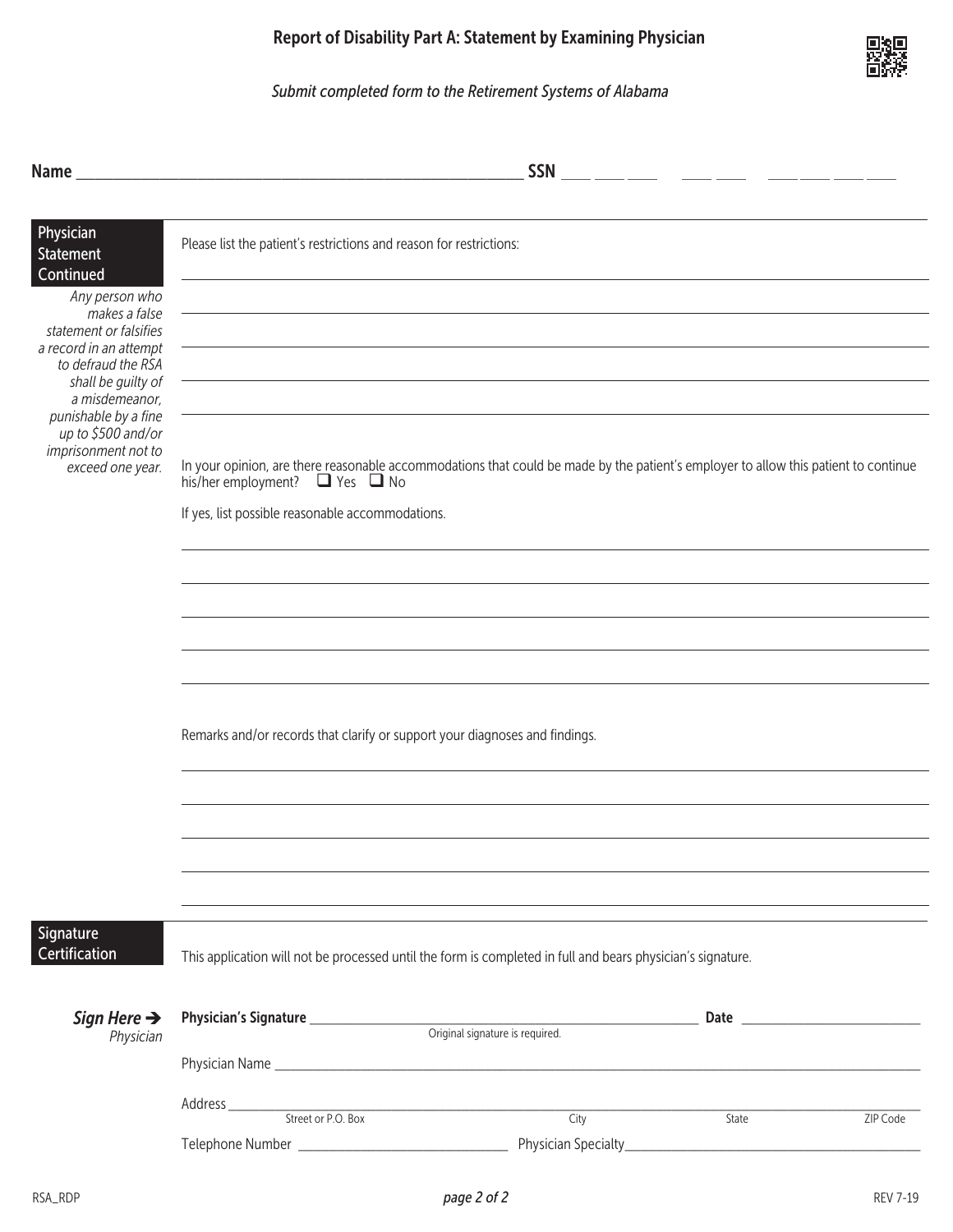# Report of Disability Part A: Statement by Examining Physician

*Submit completed form to the Retirement Systems of Alabama*

**Name** _______________________________________________ **SSN** ___ ___ ___ ___ ___ ___ ___ ___ ___

## Physician Statement Continued

*Any person who makes a false statement or falsifies a record in an attempt to defraud the RSA shall be guilty of a misdemeanor, punishable by a fine up to $500 and/or imprisonment not to exceed one year.*

Please list the patient's restrictions and reason for restrictions:

______________________________________________________________________

______________________________________________________________________

______________________________________________________________________

______________________________________________________________________

______________________________________________________________________

In your opinion, are there reasonable accommodations that could be made by the patient's employer to allow this patient to continue his/her employment? ❑ Yes ❑ No

If yes, list possible reasonable accommodations.

______________________________________________________________________

______________________________________________________________________

______________________________________________________________________

______________________________________________________________________

______________________________________________________________________

Remarks and/or records that clarify or support your diagnoses and findings.

______________________________________________________________________

______________________________________________________________________

______________________________________________________________________

______________________________________________________________________

______________________________________________________________________

## Signature Certification

This application will not be processed until the form is completed in full and bears physician's signature.

***Sign Here →*** *Physician*

**Physician's Signature** _______________________________________ **Date** ____________________
Original signature is required.

Physician Name ______________________________________________________________

Address ______________________________________________________________
Street or P.O. Box | City | State | ZIP Code

Telephone Number ____________________________ Physician Specialty ____________________________

RSA_RDP

REV 7-19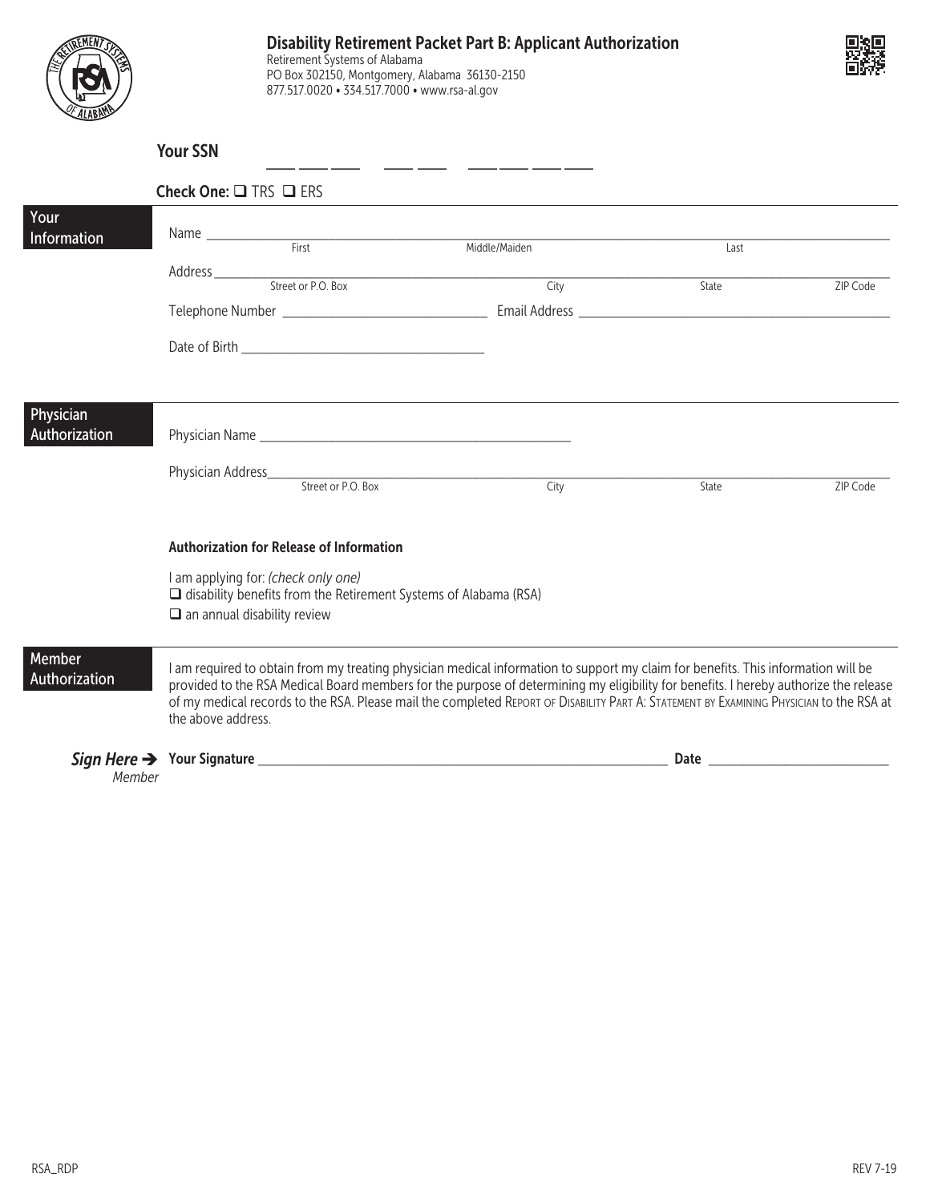# Disability Retirement Packet Part B: Applicant Authorization

Retirement Systems of Alabama
PO Box 302150, Montgomery, Alabama 36130-2150
877.517.0020 • 334.517.7000 • www.rsa-al.gov

**Your SSN** ___ ___ ___ – ___ ___ – ___ ___ ___ ___

**Check One:** ❑ TRS ❑ ERS

## Your Information

Name ______________________________________________
First | Middle/Maiden | Last

Address ______________________________________________
Street or P.O. Box | City | State | ZIP Code

Telephone Number ______________________ Email Address ______________________

Date of Birth ______________________

## Physician Authorization

Physician Name ______________________

Physician Address ______________________________________________
Street or P.O. Box | City | State | ZIP Code

**Authorization for Release of Information**

I am applying for: *(check only one)*

❑ disability benefits from the Retirement Systems of Alabama (RSA)

❑ an annual disability review

## Member Authorization

I am required to obtain from my treating physician medical information to support my claim for benefits. This information will be provided to the RSA Medical Board members for the purpose of determining my eligibility for benefits. I hereby authorize the release of my medical records to the RSA. Please mail the completed Report of Disability Part A: Statement by Examining Physician to the RSA at the above address.

***Sign Here*** ➔ *Member* **Your Signature** ______________________ **Date** ______________

RSA_RDP REV 7-19